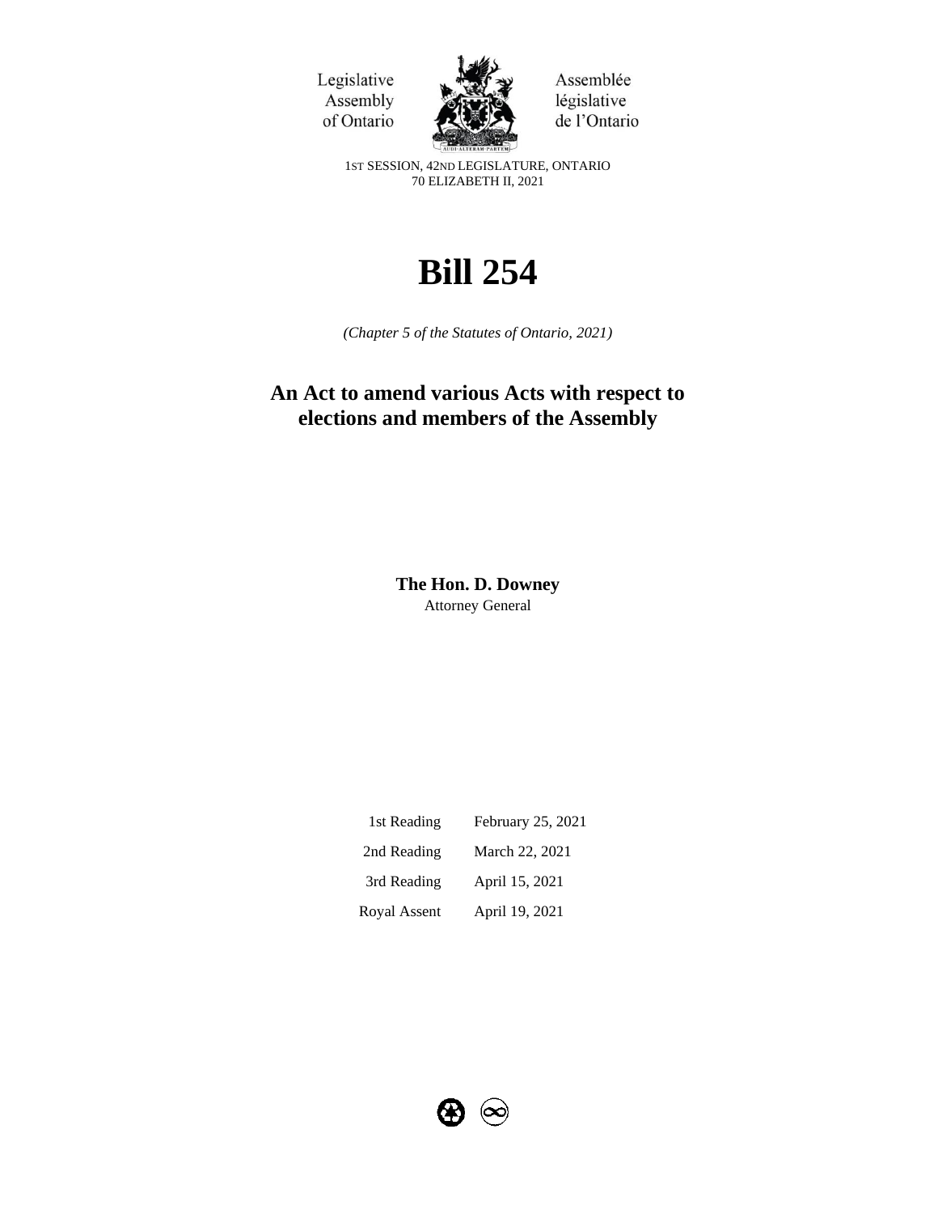Legislative Assembly of Ontario

Assemblée législative de l'Ontario

1ST SESSION, 42ND LEGISLATURE, ONTARIO
70 ELIZABETH II, 2021

# Bill 254

*(Chapter 5 of the Statutes of Ontario, 2021)*

## An Act to amend various Acts with respect to elections and members of the Assembly

**The Hon. D. Downey**
Attorney General

| | |
|---|---|
| 1st Reading | February 25, 2021 |
| 2nd Reading | March 22, 2021 |
| 3rd Reading | April 15, 2021 |
| Royal Assent | April 19, 2021 |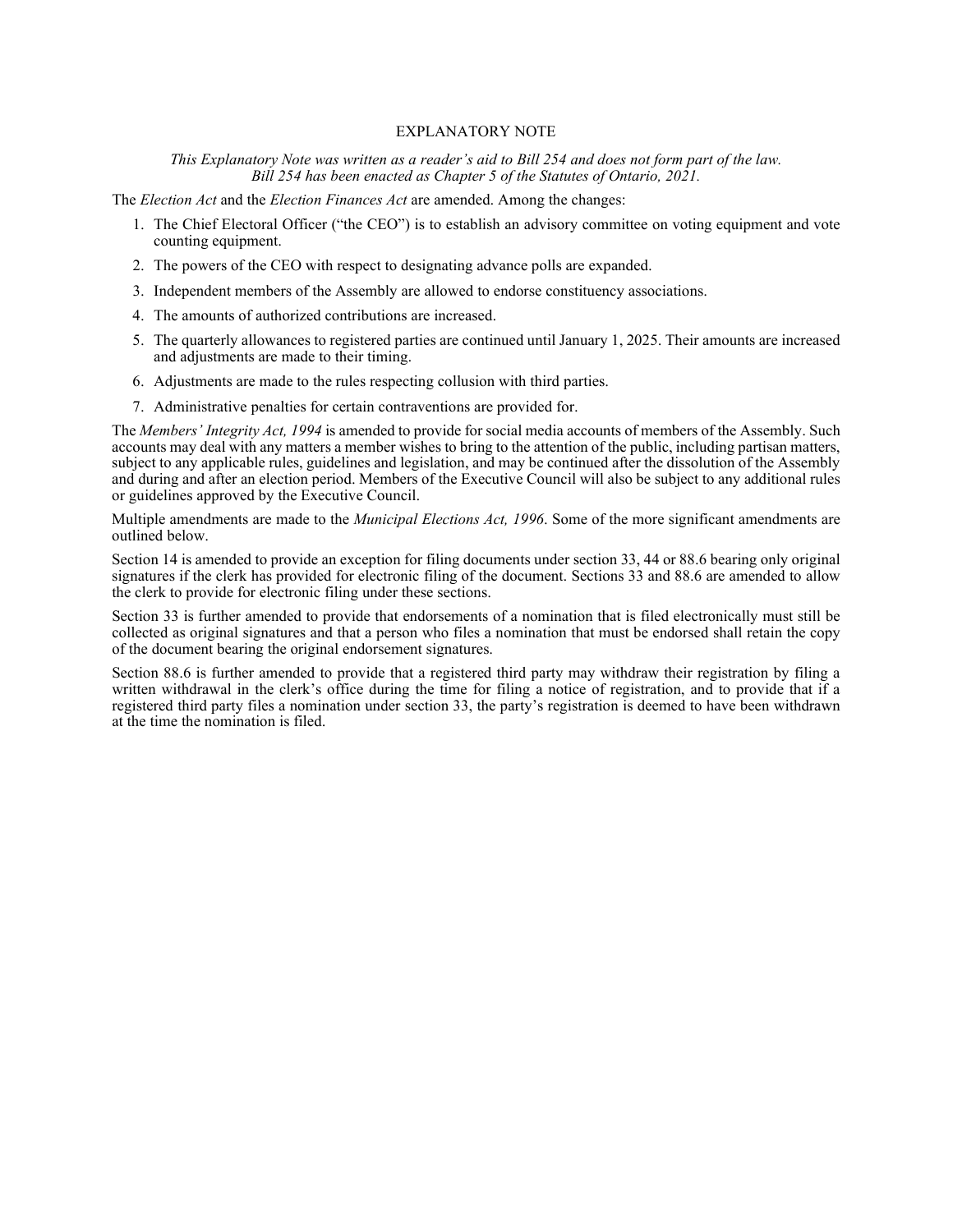## EXPLANATORY NOTE

*This Explanatory Note was written as a reader's aid to Bill 254 and does not form part of the law. Bill 254 has been enacted as Chapter 5 of the Statutes of Ontario, 2021.*

The *Election Act* and the *Election Finances Act* are amended. Among the changes:

1. The Chief Electoral Officer ("the CEO") is to establish an advisory committee on voting equipment and vote counting equipment.
2. The powers of the CEO with respect to designating advance polls are expanded.
3. Independent members of the Assembly are allowed to endorse constituency associations.
4. The amounts of authorized contributions are increased.
5. The quarterly allowances to registered parties are continued until January 1, 2025. Their amounts are increased and adjustments are made to their timing.
6. Adjustments are made to the rules respecting collusion with third parties.
7. Administrative penalties for certain contraventions are provided for.

The *Members' Integrity Act, 1994* is amended to provide for social media accounts of members of the Assembly. Such accounts may deal with any matters a member wishes to bring to the attention of the public, including partisan matters, subject to any applicable rules, guidelines and legislation, and may be continued after the dissolution of the Assembly and during and after an election period. Members of the Executive Council will also be subject to any additional rules or guidelines approved by the Executive Council.

Multiple amendments are made to the *Municipal Elections Act, 1996*. Some of the more significant amendments are outlined below.

Section 14 is amended to provide an exception for filing documents under section 33, 44 or 88.6 bearing only original signatures if the clerk has provided for electronic filing of the document. Sections 33 and 88.6 are amended to allow the clerk to provide for electronic filing under these sections.

Section 33 is further amended to provide that endorsements of a nomination that is filed electronically must still be collected as original signatures and that a person who files a nomination that must be endorsed shall retain the copy of the document bearing the original endorsement signatures.

Section 88.6 is further amended to provide that a registered third party may withdraw their registration by filing a written withdrawal in the clerk's office during the time for filing a notice of registration, and to provide that if a registered third party files a nomination under section 33, the party's registration is deemed to have been withdrawn at the time the nomination is filed.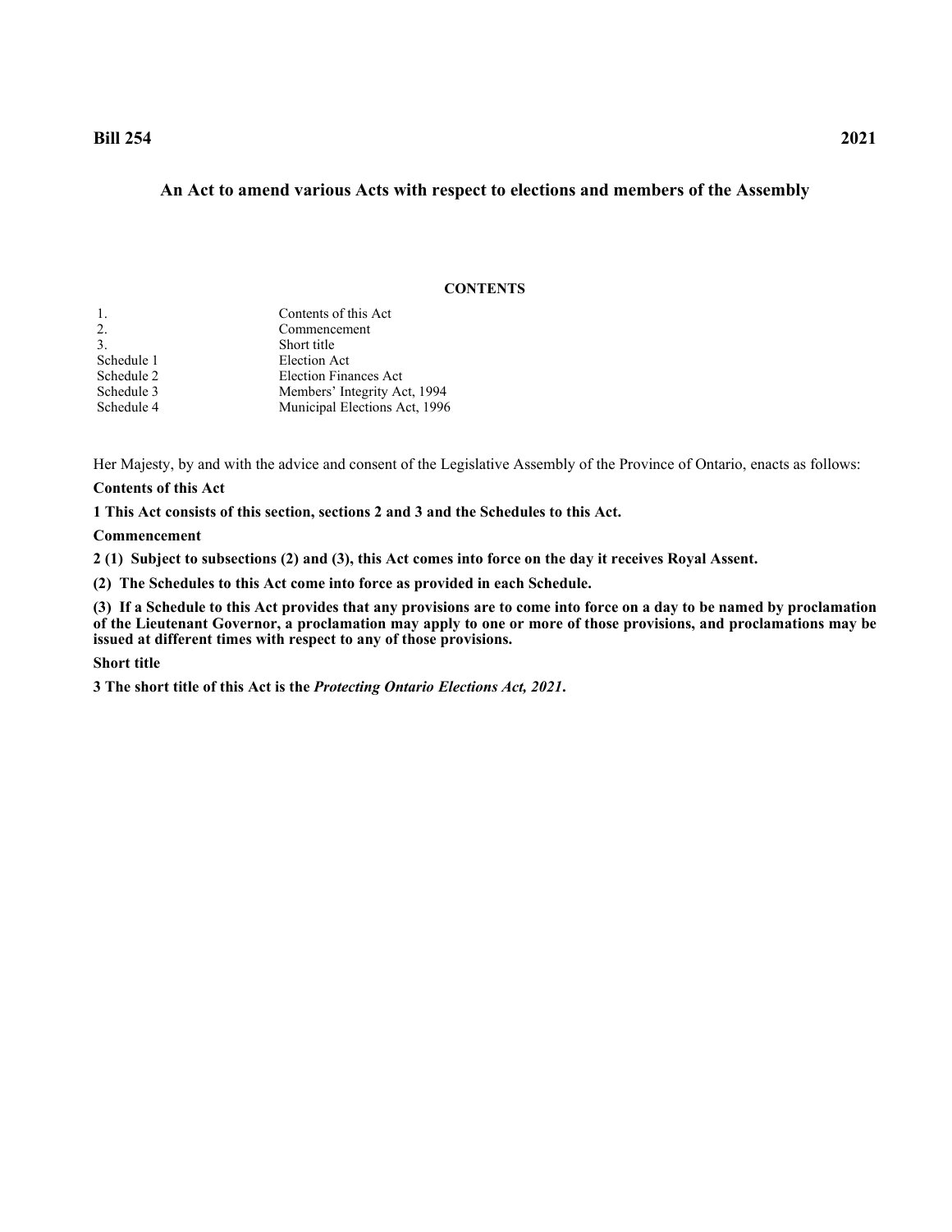**Bill 254** **2021**

## An Act to amend various Acts with respect to elections and members of the Assembly

**CONTENTS**

| | |
|---|---|
| 1. | Contents of this Act |
| 2. | Commencement |
| 3. | Short title |
| Schedule 1 | Election Act |
| Schedule 2 | Election Finances Act |
| Schedule 3 | Members' Integrity Act, 1994 |
| Schedule 4 | Municipal Elections Act, 1996 |

Her Majesty, by and with the advice and consent of the Legislative Assembly of the Province of Ontario, enacts as follows:

**Contents of this Act**

**1 This Act consists of this section, sections 2 and 3 and the Schedules to this Act.**

**Commencement**

**2 (1) Subject to subsections (2) and (3), this Act comes into force on the day it receives Royal Assent.**

**(2) The Schedules to this Act come into force as provided in each Schedule.**

**(3) If a Schedule to this Act provides that any provisions are to come into force on a day to be named by proclamation of the Lieutenant Governor, a proclamation may apply to one or more of those provisions, and proclamations may be issued at different times with respect to any of those provisions.**

**Short title**

**3 The short title of this Act is the *Protecting Ontario Elections Act, 2021*.**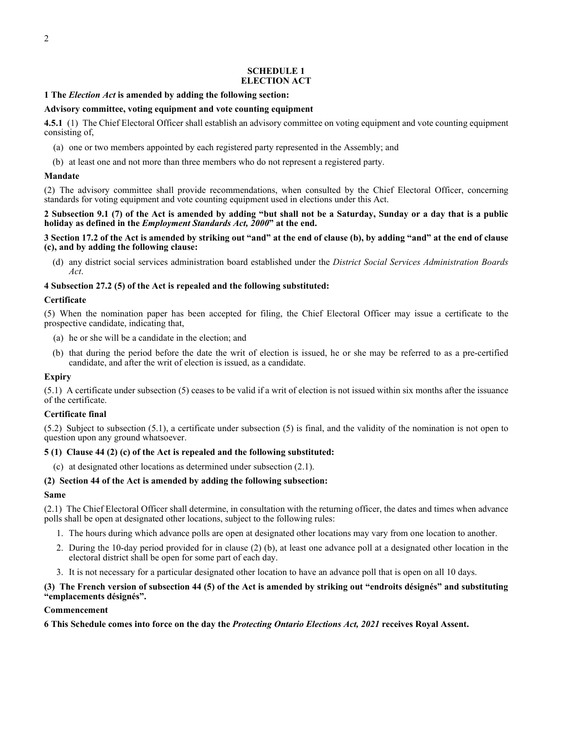## SCHEDULE 1
## ELECTION ACT

**1 The *Election Act* is amended by adding the following section:**

**Advisory committee, voting equipment and vote counting equipment**

**4.5.1** (1) The Chief Electoral Officer shall establish an advisory committee on voting equipment and vote counting equipment consisting of,

(a) one or two members appointed by each registered party represented in the Assembly; and

(b) at least one and not more than three members who do not represent a registered party.

**Mandate**

(2) The advisory committee shall provide recommendations, when consulted by the Chief Electoral Officer, concerning standards for voting equipment and vote counting equipment used in elections under this Act.

**2 Subsection 9.1 (7) of the Act is amended by adding "but shall not be a Saturday, Sunday or a day that is a public holiday as defined in the *Employment Standards Act, 2000*" at the end.**

**3 Section 17.2 of the Act is amended by striking out "and" at the end of clause (b), by adding "and" at the end of clause (c), and by adding the following clause:**

(d) any district social services administration board established under the *District Social Services Administration Boards Act*.

**4 Subsection 27.2 (5) of the Act is repealed and the following substituted:**

**Certificate**

(5) When the nomination paper has been accepted for filing, the Chief Electoral Officer may issue a certificate to the prospective candidate, indicating that,

(a) he or she will be a candidate in the election; and

(b) that during the period before the date the writ of election is issued, he or she may be referred to as a pre-certified candidate, and after the writ of election is issued, as a candidate.

**Expiry**

(5.1) A certificate under subsection (5) ceases to be valid if a writ of election is not issued within six months after the issuance of the certificate.

**Certificate final**

(5.2) Subject to subsection (5.1), a certificate under subsection (5) is final, and the validity of the nomination is not open to question upon any ground whatsoever.

**5 (1) Clause 44 (2) (c) of the Act is repealed and the following substituted:**

(c) at designated other locations as determined under subsection (2.1).

**(2) Section 44 of the Act is amended by adding the following subsection:**

**Same**

(2.1) The Chief Electoral Officer shall determine, in consultation with the returning officer, the dates and times when advance polls shall be open at designated other locations, subject to the following rules:

1. The hours during which advance polls are open at designated other locations may vary from one location to another.
2. During the 10-day period provided for in clause (2) (b), at least one advance poll at a designated other location in the electoral district shall be open for some part of each day.
3. It is not necessary for a particular designated other location to have an advance poll that is open on all 10 days.

**(3) The French version of subsection 44 (5) of the Act is amended by striking out "endroits désignés" and substituting "emplacements désignés".**

**Commencement**

**6 This Schedule comes into force on the day the *Protecting Ontario Elections Act, 2021* receives Royal Assent.**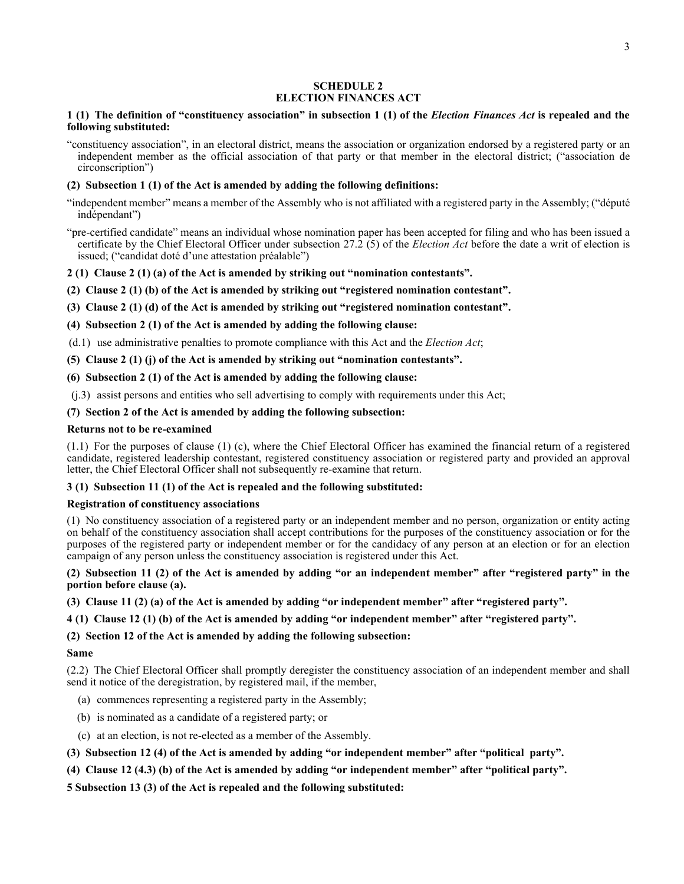**SCHEDULE 2**
**ELECTION FINANCES ACT**

**1 (1) The definition of "constituency association" in subsection 1 (1) of the *Election Finances Act* is repealed and the following substituted:**

"constituency association", in an electoral district, means the association or organization endorsed by a registered party or an independent member as the official association of that party or that member in the electoral district; ("association de circonscription")

**(2) Subsection 1 (1) of the Act is amended by adding the following definitions:**

"independent member" means a member of the Assembly who is not affiliated with a registered party in the Assembly; ("député indépendant")

"pre-certified candidate" means an individual whose nomination paper has been accepted for filing and who has been issued a certificate by the Chief Electoral Officer under subsection 27.2 (5) of the *Election Act* before the date a writ of election is issued; ("candidat doté d'une attestation préalable")

**2 (1) Clause 2 (1) (a) of the Act is amended by striking out "nomination contestants".**

**(2) Clause 2 (1) (b) of the Act is amended by striking out "registered nomination contestant".**

**(3) Clause 2 (1) (d) of the Act is amended by striking out "registered nomination contestant".**

**(4) Subsection 2 (1) of the Act is amended by adding the following clause:**

(d.1) use administrative penalties to promote compliance with this Act and the *Election Act*;

**(5) Clause 2 (1) (j) of the Act is amended by striking out "nomination contestants".**

**(6) Subsection 2 (1) of the Act is amended by adding the following clause:**

(j.3) assist persons and entities who sell advertising to comply with requirements under this Act;

**(7) Section 2 of the Act is amended by adding the following subsection:**

**Returns not to be re-examined**

(1.1) For the purposes of clause (1) (c), where the Chief Electoral Officer has examined the financial return of a registered candidate, registered leadership contestant, registered constituency association or registered party and provided an approval letter, the Chief Electoral Officer shall not subsequently re-examine that return.

**3 (1) Subsection 11 (1) of the Act is repealed and the following substituted:**

**Registration of constituency associations**

(1) No constituency association of a registered party or an independent member and no person, organization or entity acting on behalf of the constituency association shall accept contributions for the purposes of the constituency association or for the purposes of the registered party or independent member or for the candidacy of any person at an election or for an election campaign of any person unless the constituency association is registered under this Act.

**(2) Subsection 11 (2) of the Act is amended by adding "or an independent member" after "registered party" in the portion before clause (a).**

**(3) Clause 11 (2) (a) of the Act is amended by adding "or independent member" after "registered party".**

**4 (1) Clause 12 (1) (b) of the Act is amended by adding "or independent member" after "registered party".**

**(2) Section 12 of the Act is amended by adding the following subsection:**

**Same**

(2.2) The Chief Electoral Officer shall promptly deregister the constituency association of an independent member and shall send it notice of the deregistration, by registered mail, if the member,

(a) commences representing a registered party in the Assembly;

(b) is nominated as a candidate of a registered party; or

(c) at an election, is not re-elected as a member of the Assembly.

**(3) Subsection 12 (4) of the Act is amended by adding "or independent member" after "political party".**

**(4) Clause 12 (4.3) (b) of the Act is amended by adding "or independent member" after "political party".**

**5 Subsection 13 (3) of the Act is repealed and the following substituted:**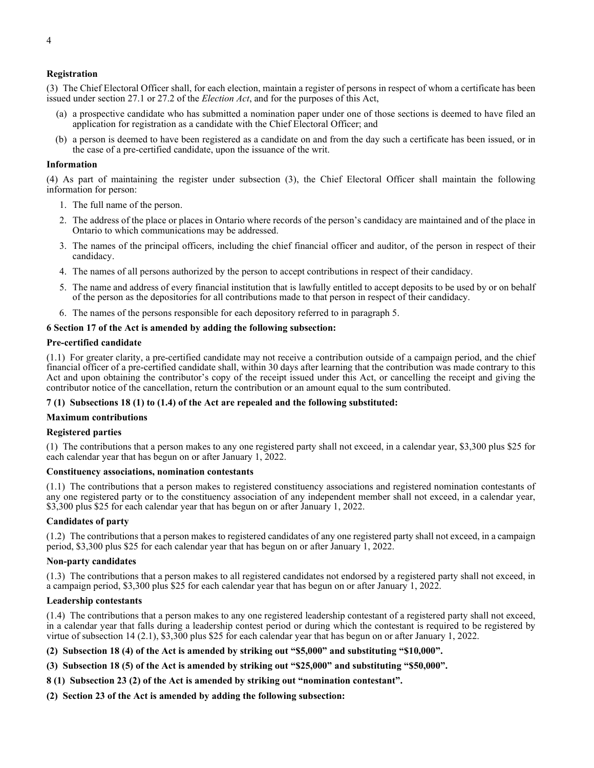**Registration**

(3) The Chief Electoral Officer shall, for each election, maintain a register of persons in respect of whom a certificate has been issued under section 27.1 or 27.2 of the *Election Act*, and for the purposes of this Act,

(a) a prospective candidate who has submitted a nomination paper under one of those sections is deemed to have filed an application for registration as a candidate with the Chief Electoral Officer; and

(b) a person is deemed to have been registered as a candidate on and from the day such a certificate has been issued, or in the case of a pre-certified candidate, upon the issuance of the writ.

**Information**

(4) As part of maintaining the register under subsection (3), the Chief Electoral Officer shall maintain the following information for person:

1. The full name of the person.
2. The address of the place or places in Ontario where records of the person's candidacy are maintained and of the place in Ontario to which communications may be addressed.
3. The names of the principal officers, including the chief financial officer and auditor, of the person in respect of their candidacy.
4. The names of all persons authorized by the person to accept contributions in respect of their candidacy.
5. The name and address of every financial institution that is lawfully entitled to accept deposits to be used by or on behalf of the person as the depositories for all contributions made to that person in respect of their candidacy.
6. The names of the persons responsible for each depository referred to in paragraph 5.

**6 Section 17 of the Act is amended by adding the following subsection:**

**Pre-certified candidate**

(1.1) For greater clarity, a pre-certified candidate may not receive a contribution outside of a campaign period, and the chief financial officer of a pre-certified candidate shall, within 30 days after learning that the contribution was made contrary to this Act and upon obtaining the contributor's copy of the receipt issued under this Act, or cancelling the receipt and giving the contributor notice of the cancellation, return the contribution or an amount equal to the sum contributed.

**7 (1) Subsections 18 (1) to (1.4) of the Act are repealed and the following substituted:**

**Maximum contributions**

**Registered parties**

(1) The contributions that a person makes to any one registered party shall not exceed, in a calendar year, $3,300 plus $25 for each calendar year that has begun on or after January 1, 2022.

**Constituency associations, nomination contestants**

(1.1) The contributions that a person makes to registered constituency associations and registered nomination contestants of any one registered party or to the constituency association of any independent member shall not exceed, in a calendar year, $3,300 plus $25 for each calendar year that has begun on or after January 1, 2022.

**Candidates of party**

(1.2) The contributions that a person makes to registered candidates of any one registered party shall not exceed, in a campaign period, $3,300 plus $25 for each calendar year that has begun on or after January 1, 2022.

**Non-party candidates**

(1.3) The contributions that a person makes to all registered candidates not endorsed by a registered party shall not exceed, in a campaign period, $3,300 plus $25 for each calendar year that has begun on or after January 1, 2022.

**Leadership contestants**

(1.4) The contributions that a person makes to any one registered leadership contestant of a registered party shall not exceed, in a calendar year that falls during a leadership contest period or during which the contestant is required to be registered by virtue of subsection 14 (2.1), $3,300 plus $25 for each calendar year that has begun on or after January 1, 2022.

**(2) Subsection 18 (4) of the Act is amended by striking out "$5,000" and substituting "$10,000".**

**(3) Subsection 18 (5) of the Act is amended by striking out "$25,000" and substituting "$50,000".**

**8 (1) Subsection 23 (2) of the Act is amended by striking out "nomination contestant".**

**(2) Section 23 of the Act is amended by adding the following subsection:**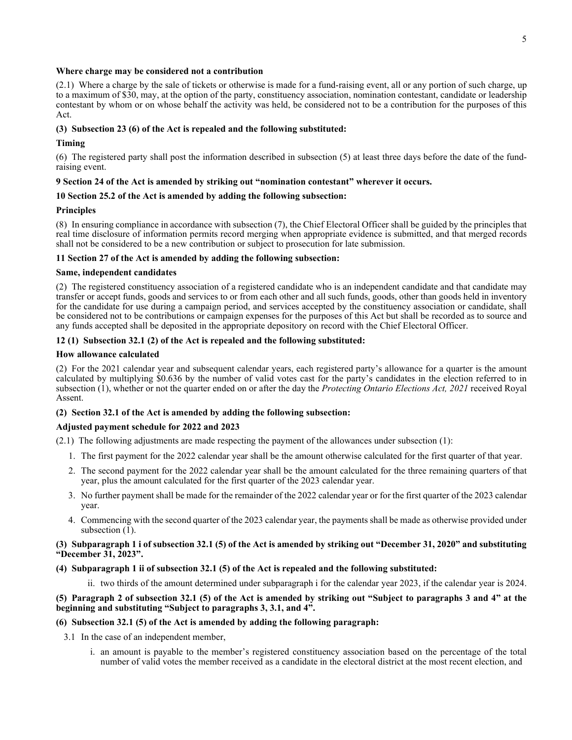**Where charge may be considered not a contribution**

(2.1) Where a charge by the sale of tickets or otherwise is made for a fund-raising event, all or any portion of such charge, up to a maximum of $30, may, at the option of the party, constituency association, nomination contestant, candidate or leadership contestant by whom or on whose behalf the activity was held, be considered not to be a contribution for the purposes of this Act.

**(3) Subsection 23 (6) of the Act is repealed and the following substituted:**

**Timing**

(6) The registered party shall post the information described in subsection (5) at least three days before the date of the fund-raising event.

**9 Section 24 of the Act is amended by striking out "nomination contestant" wherever it occurs.**

**10 Section 25.2 of the Act is amended by adding the following subsection:**

**Principles**

(8) In ensuring compliance in accordance with subsection (7), the Chief Electoral Officer shall be guided by the principles that real time disclosure of information permits record merging when appropriate evidence is submitted, and that merged records shall not be considered to be a new contribution or subject to prosecution for late submission.

**11 Section 27 of the Act is amended by adding the following subsection:**

**Same, independent candidates**

(2) The registered constituency association of a registered candidate who is an independent candidate and that candidate may transfer or accept funds, goods and services to or from each other and all such funds, goods, other than goods held in inventory for the candidate for use during a campaign period, and services accepted by the constituency association or candidate, shall be considered not to be contributions or campaign expenses for the purposes of this Act but shall be recorded as to source and any funds accepted shall be deposited in the appropriate depository on record with the Chief Electoral Officer.

**12 (1) Subsection 32.1 (2) of the Act is repealed and the following substituted:**

**How allowance calculated**

(2) For the 2021 calendar year and subsequent calendar years, each registered party's allowance for a quarter is the amount calculated by multiplying $0.636 by the number of valid votes cast for the party's candidates in the election referred to in subsection (1), whether or not the quarter ended on or after the day the *Protecting Ontario Elections Act, 2021* received Royal Assent.

**(2) Section 32.1 of the Act is amended by adding the following subsection:**

**Adjusted payment schedule for 2022 and 2023**

(2.1) The following adjustments are made respecting the payment of the allowances under subsection (1):

1. The first payment for the 2022 calendar year shall be the amount otherwise calculated for the first quarter of that year.
2. The second payment for the 2022 calendar year shall be the amount calculated for the three remaining quarters of that year, plus the amount calculated for the first quarter of the 2023 calendar year.
3. No further payment shall be made for the remainder of the 2022 calendar year or for the first quarter of the 2023 calendar year.
4. Commencing with the second quarter of the 2023 calendar year, the payments shall be made as otherwise provided under subsection (1).

**(3) Subparagraph 1 i of subsection 32.1 (5) of the Act is amended by striking out "December 31, 2020" and substituting "December 31, 2023".**

**(4) Subparagraph 1 ii of subsection 32.1 (5) of the Act is repealed and the following substituted:**

ii. two thirds of the amount determined under subparagraph i for the calendar year 2023, if the calendar year is 2024.

**(5) Paragraph 2 of subsection 32.1 (5) of the Act is amended by striking out "Subject to paragraphs 3 and 4" at the beginning and substituting "Subject to paragraphs 3, 3.1, and 4".**

**(6) Subsection 32.1 (5) of the Act is amended by adding the following paragraph:**

3.1 In the case of an independent member,

i. an amount is payable to the member's registered constituency association based on the percentage of the total number of valid votes the member received as a candidate in the electoral district at the most recent election, and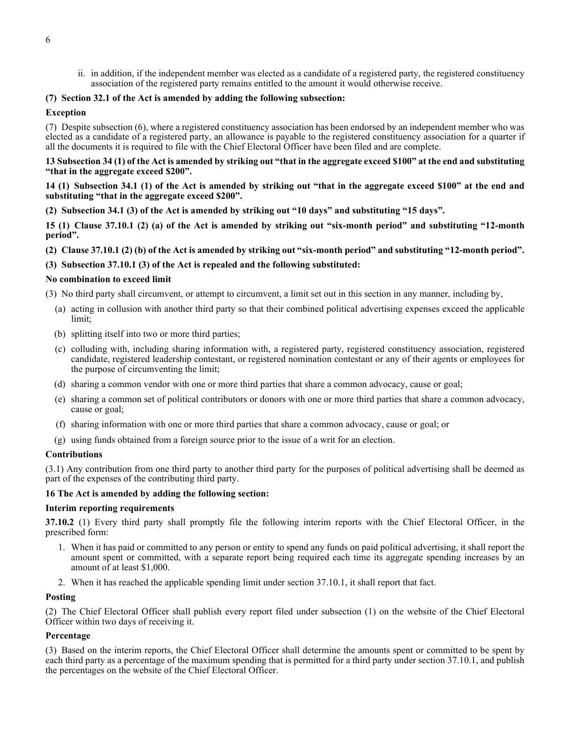ii. in addition, if the independent member was elected as a candidate of a registered party, the registered constituency association of the registered party remains entitled to the amount it would otherwise receive.

**(7) Section 32.1 of the Act is amended by adding the following subsection:**

**Exception**

(7) Despite subsection (6), where a registered constituency association has been endorsed by an independent member who was elected as a candidate of a registered party, an allowance is payable to the registered constituency association for a quarter if all the documents it is required to file with the Chief Electoral Officer have been filed and are complete.

**13 Subsection 34 (1) of the Act is amended by striking out "that in the aggregate exceed $100" at the end and substituting "that in the aggregate exceed $200".**

**14 (1) Subsection 34.1 (1) of the Act is amended by striking out "that in the aggregate exceed $100" at the end and substituting "that in the aggregate exceed $200".**

**(2) Subsection 34.1 (3) of the Act is amended by striking out "10 days" and substituting "15 days".**

**15 (1) Clause 37.10.1 (2) (a) of the Act is amended by striking out "six-month period" and substituting "12-month period".**

**(2) Clause 37.10.1 (2) (b) of the Act is amended by striking out "six-month period" and substituting "12-month period".**

**(3) Subsection 37.10.1 (3) of the Act is repealed and the following substituted:**

**No combination to exceed limit**

(3) No third party shall circumvent, or attempt to circumvent, a limit set out in this section in any manner, including by,

(a) acting in collusion with another third party so that their combined political advertising expenses exceed the applicable limit;

(b) splitting itself into two or more third parties;

(c) colluding with, including sharing information with, a registered party, registered constituency association, registered candidate, registered leadership contestant, or registered nomination contestant or any of their agents or employees for the purpose of circumventing the limit;

(d) sharing a common vendor with one or more third parties that share a common advocacy, cause or goal;

(e) sharing a common set of political contributors or donors with one or more third parties that share a common advocacy, cause or goal;

(f) sharing information with one or more third parties that share a common advocacy, cause or goal; or

(g) using funds obtained from a foreign source prior to the issue of a writ for an election.

**Contributions**

(3.1) Any contribution from one third party to another third party for the purposes of political advertising shall be deemed as part of the expenses of the contributing third party.

**16 The Act is amended by adding the following section:**

**Interim reporting requirements**

**37.10.2** (1) Every third party shall promptly file the following interim reports with the Chief Electoral Officer, in the prescribed form:

1. When it has paid or committed to any person or entity to spend any funds on paid political advertising, it shall report the amount spent or committed, with a separate report being required each time its aggregate spending increases by an amount of at least $1,000.
2. When it has reached the applicable spending limit under section 37.10.1, it shall report that fact.

**Posting**

(2) The Chief Electoral Officer shall publish every report filed under subsection (1) on the website of the Chief Electoral Officer within two days of receiving it.

**Percentage**

(3) Based on the interim reports, the Chief Electoral Officer shall determine the amounts spent or committed to be spent by each third party as a percentage of the maximum spending that is permitted for a third party under section 37.10.1, and publish the percentages on the website of the Chief Electoral Officer.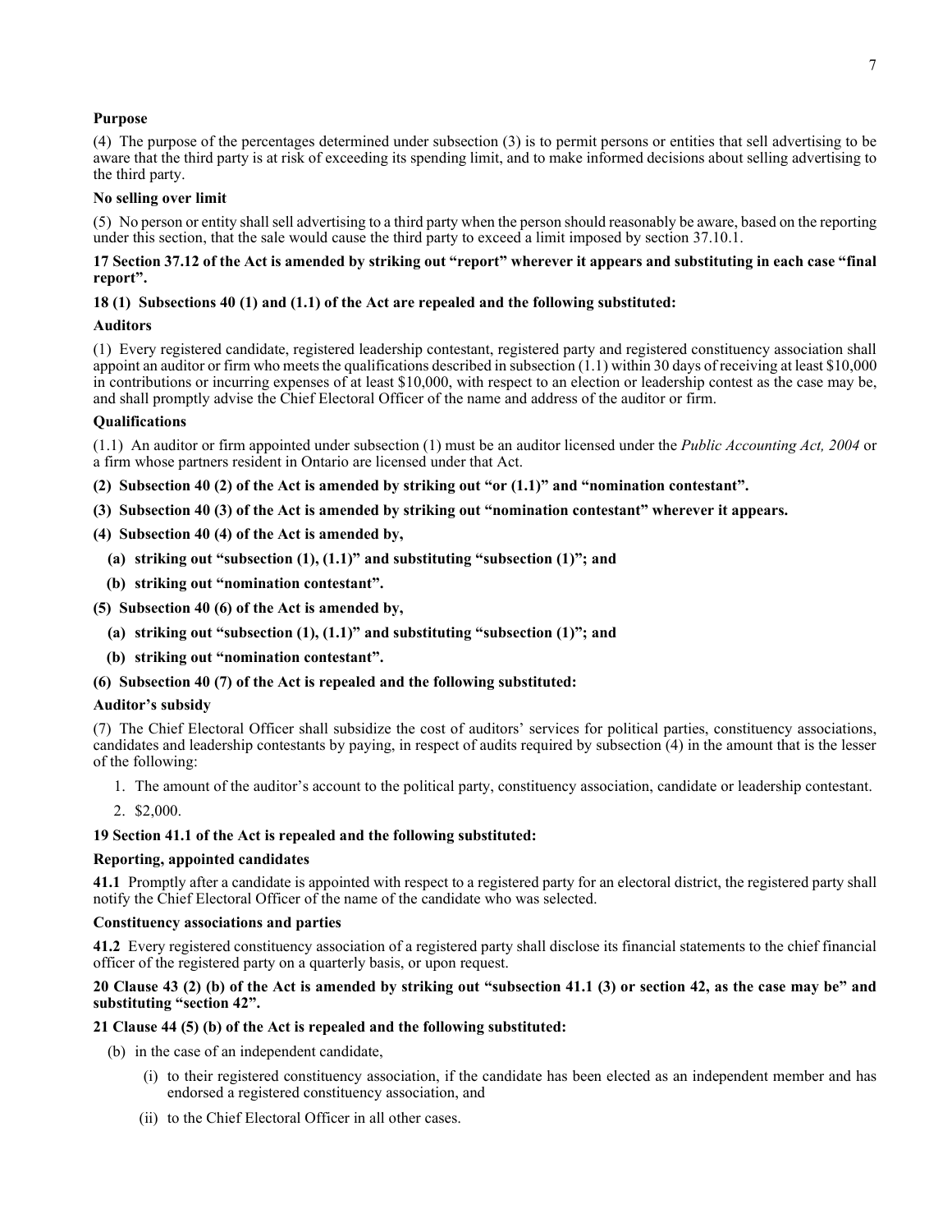**Purpose**

(4) The purpose of the percentages determined under subsection (3) is to permit persons or entities that sell advertising to be aware that the third party is at risk of exceeding its spending limit, and to make informed decisions about selling advertising to the third party.

**No selling over limit**

(5) No person or entity shall sell advertising to a third party when the person should reasonably be aware, based on the reporting under this section, that the sale would cause the third party to exceed a limit imposed by section 37.10.1.

**17 Section 37.12 of the Act is amended by striking out "report" wherever it appears and substituting in each case "final report".**

**18 (1) Subsections 40 (1) and (1.1) of the Act are repealed and the following substituted:**

**Auditors**

(1) Every registered candidate, registered leadership contestant, registered party and registered constituency association shall appoint an auditor or firm who meets the qualifications described in subsection (1.1) within 30 days of receiving at least $10,000 in contributions or incurring expenses of at least $10,000, with respect to an election or leadership contest as the case may be, and shall promptly advise the Chief Electoral Officer of the name and address of the auditor or firm.

**Qualifications**

(1.1) An auditor or firm appointed under subsection (1) must be an auditor licensed under the *Public Accounting Act, 2004* or a firm whose partners resident in Ontario are licensed under that Act.

**(2) Subsection 40 (2) of the Act is amended by striking out "or (1.1)" and "nomination contestant".**

**(3) Subsection 40 (3) of the Act is amended by striking out "nomination contestant" wherever it appears.**

**(4) Subsection 40 (4) of the Act is amended by,**

**(a) striking out "subsection (1), (1.1)" and substituting "subsection (1)"; and**

**(b) striking out "nomination contestant".**

**(5) Subsection 40 (6) of the Act is amended by,**

**(a) striking out "subsection (1), (1.1)" and substituting "subsection (1)"; and**

**(b) striking out "nomination contestant".**

**(6) Subsection 40 (7) of the Act is repealed and the following substituted:**

**Auditor's subsidy**

(7) The Chief Electoral Officer shall subsidize the cost of auditors' services for political parties, constituency associations, candidates and leadership contestants by paying, in respect of audits required by subsection (4) in the amount that is the lesser of the following:

1. The amount of the auditor's account to the political party, constituency association, candidate or leadership contestant.
2. $2,000.

**19 Section 41.1 of the Act is repealed and the following substituted:**

**Reporting, appointed candidates**

**41.1** Promptly after a candidate is appointed with respect to a registered party for an electoral district, the registered party shall notify the Chief Electoral Officer of the name of the candidate who was selected.

**Constituency associations and parties**

**41.2** Every registered constituency association of a registered party shall disclose its financial statements to the chief financial officer of the registered party on a quarterly basis, or upon request.

**20 Clause 43 (2) (b) of the Act is amended by striking out "subsection 41.1 (3) or section 42, as the case may be" and substituting "section 42".**

**21 Clause 44 (5) (b) of the Act is repealed and the following substituted:**

(b) in the case of an independent candidate,

(i) to their registered constituency association, if the candidate has been elected as an independent member and has endorsed a registered constituency association, and

(ii) to the Chief Electoral Officer in all other cases.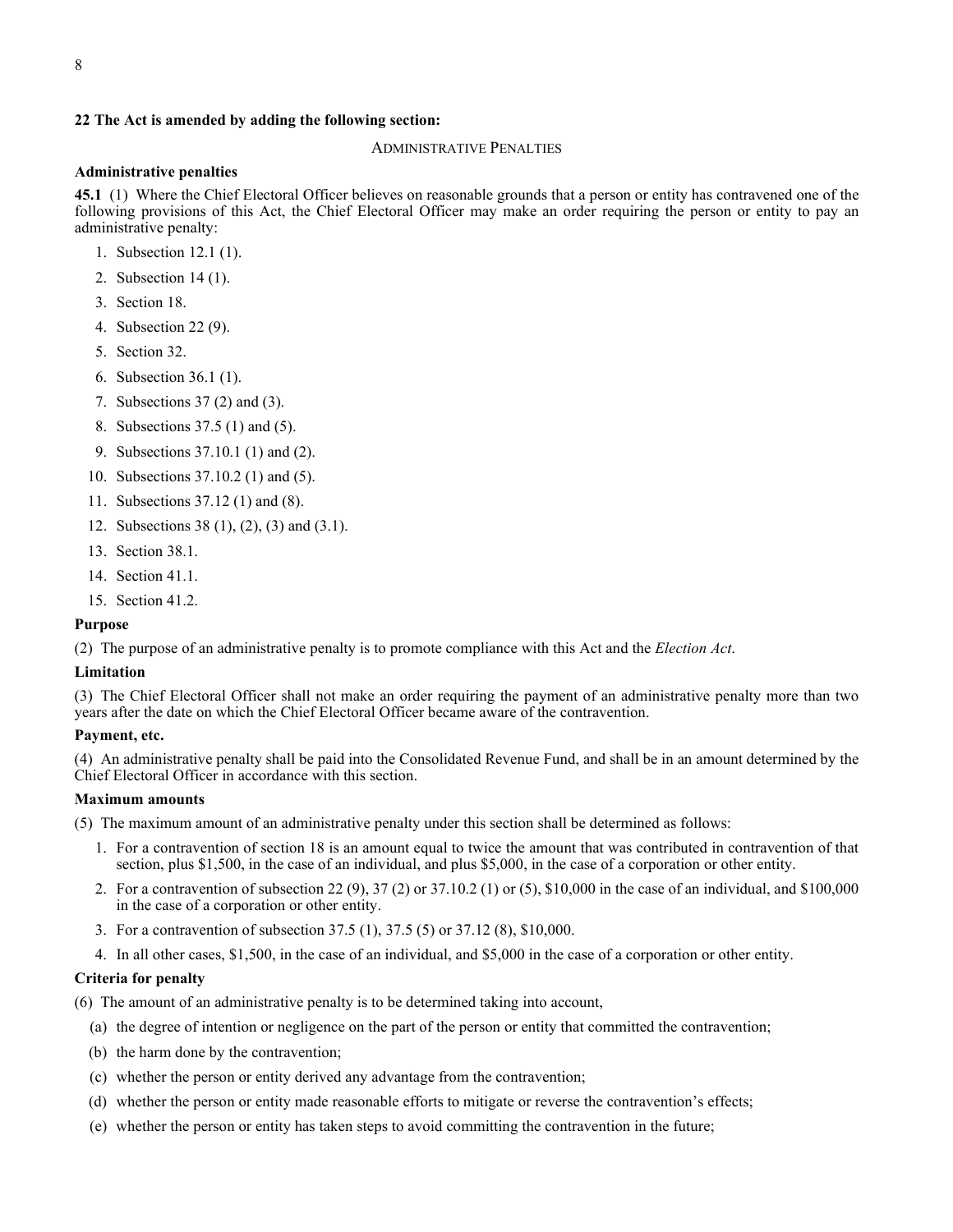**22 The Act is amended by adding the following section:**

ADMINISTRATIVE PENALTIES

**Administrative penalties**

**45.1** (1) Where the Chief Electoral Officer believes on reasonable grounds that a person or entity has contravened one of the following provisions of this Act, the Chief Electoral Officer may make an order requiring the person or entity to pay an administrative penalty:

1. Subsection 12.1 (1).
2. Subsection 14 (1).
3. Section 18.
4. Subsection 22 (9).
5. Section 32.
6. Subsection 36.1 (1).
7. Subsections 37 (2) and (3).
8. Subsections 37.5 (1) and (5).
9. Subsections 37.10.1 (1) and (2).
10. Subsections 37.10.2 (1) and (5).
11. Subsections 37.12 (1) and (8).
12. Subsections 38 (1), (2), (3) and (3.1).
13. Section 38.1.
14. Section 41.1.
15. Section 41.2.

**Purpose**

(2) The purpose of an administrative penalty is to promote compliance with this Act and the *Election Act*.

**Limitation**

(3) The Chief Electoral Officer shall not make an order requiring the payment of an administrative penalty more than two years after the date on which the Chief Electoral Officer became aware of the contravention.

**Payment, etc.**

(4) An administrative penalty shall be paid into the Consolidated Revenue Fund, and shall be in an amount determined by the Chief Electoral Officer in accordance with this section.

**Maximum amounts**

(5) The maximum amount of an administrative penalty under this section shall be determined as follows:

1. For a contravention of section 18 is an amount equal to twice the amount that was contributed in contravention of that section, plus $1,500, in the case of an individual, and plus $5,000, in the case of a corporation or other entity.
2. For a contravention of subsection 22 (9), 37 (2) or 37.10.2 (1) or (5), $10,000 in the case of an individual, and $100,000 in the case of a corporation or other entity.
3. For a contravention of subsection 37.5 (1), 37.5 (5) or 37.12 (8), $10,000.
4. In all other cases, $1,500, in the case of an individual, and $5,000 in the case of a corporation or other entity.

**Criteria for penalty**

(6) The amount of an administrative penalty is to be determined taking into account,

(a) the degree of intention or negligence on the part of the person or entity that committed the contravention;

(b) the harm done by the contravention;

(c) whether the person or entity derived any advantage from the contravention;

(d) whether the person or entity made reasonable efforts to mitigate or reverse the contravention's effects;

(e) whether the person or entity has taken steps to avoid committing the contravention in the future;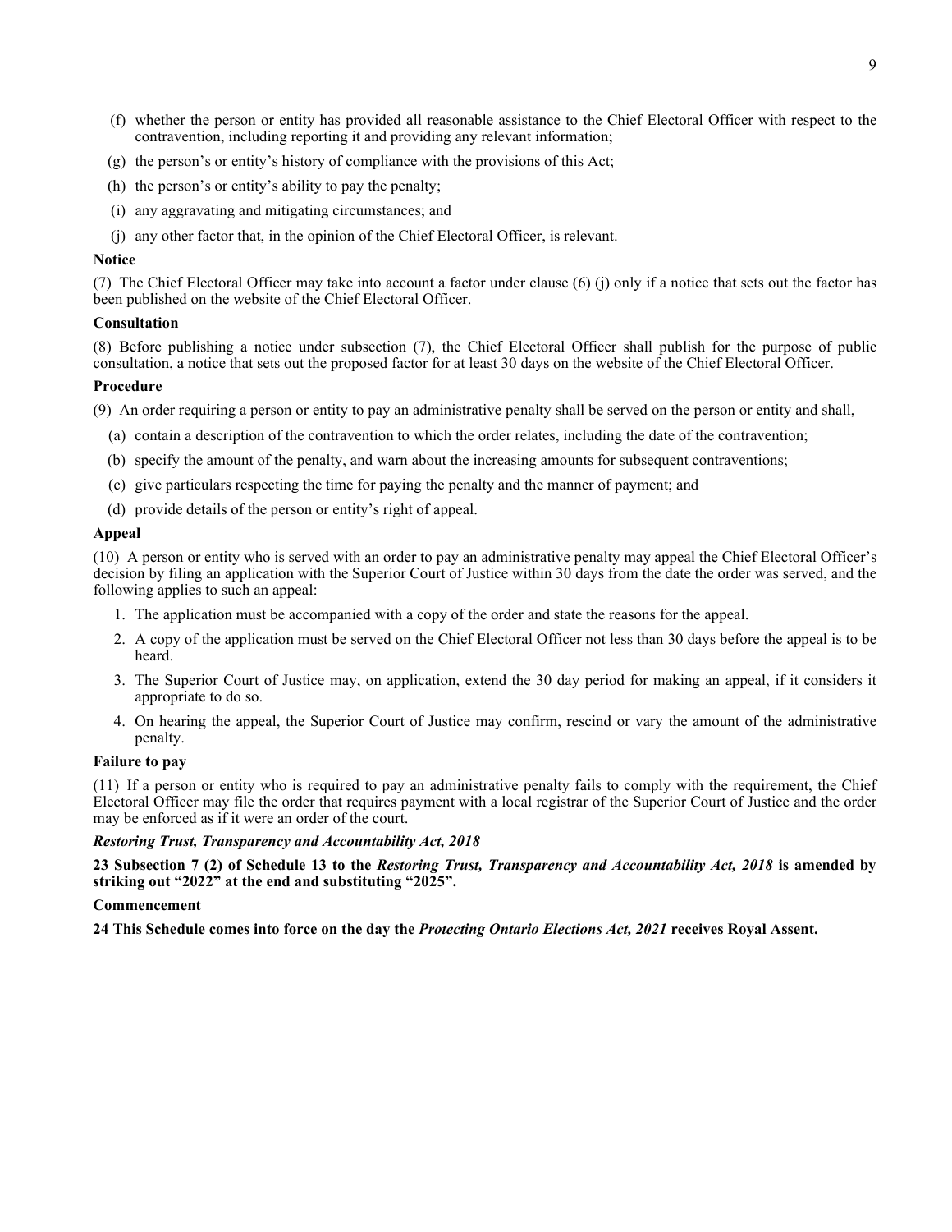(f) whether the person or entity has provided all reasonable assistance to the Chief Electoral Officer with respect to the contravention, including reporting it and providing any relevant information;

(g) the person's or entity's history of compliance with the provisions of this Act;

(h) the person's or entity's ability to pay the penalty;

(i) any aggravating and mitigating circumstances; and

(j) any other factor that, in the opinion of the Chief Electoral Officer, is relevant.

**Notice**

(7) The Chief Electoral Officer may take into account a factor under clause (6) (j) only if a notice that sets out the factor has been published on the website of the Chief Electoral Officer.

**Consultation**

(8) Before publishing a notice under subsection (7), the Chief Electoral Officer shall publish for the purpose of public consultation, a notice that sets out the proposed factor for at least 30 days on the website of the Chief Electoral Officer.

**Procedure**

(9) An order requiring a person or entity to pay an administrative penalty shall be served on the person or entity and shall,

(a) contain a description of the contravention to which the order relates, including the date of the contravention;

(b) specify the amount of the penalty, and warn about the increasing amounts for subsequent contraventions;

(c) give particulars respecting the time for paying the penalty and the manner of payment; and

(d) provide details of the person or entity's right of appeal.

**Appeal**

(10) A person or entity who is served with an order to pay an administrative penalty may appeal the Chief Electoral Officer's decision by filing an application with the Superior Court of Justice within 30 days from the date the order was served, and the following applies to such an appeal:

1. The application must be accompanied with a copy of the order and state the reasons for the appeal.
2. A copy of the application must be served on the Chief Electoral Officer not less than 30 days before the appeal is to be heard.
3. The Superior Court of Justice may, on application, extend the 30 day period for making an appeal, if it considers it appropriate to do so.
4. On hearing the appeal, the Superior Court of Justice may confirm, rescind or vary the amount of the administrative penalty.

**Failure to pay**

(11) If a person or entity who is required to pay an administrative penalty fails to comply with the requirement, the Chief Electoral Officer may file the order that requires payment with a local registrar of the Superior Court of Justice and the order may be enforced as if it were an order of the court.

***Restoring Trust, Transparency and Accountability Act, 2018***

**23 Subsection 7 (2) of Schedule 13 to the *Restoring Trust, Transparency and Accountability Act, 2018* is amended by striking out "2022" at the end and substituting "2025".**

**Commencement**

**24 This Schedule comes into force on the day the *Protecting Ontario Elections Act, 2021* receives Royal Assent.**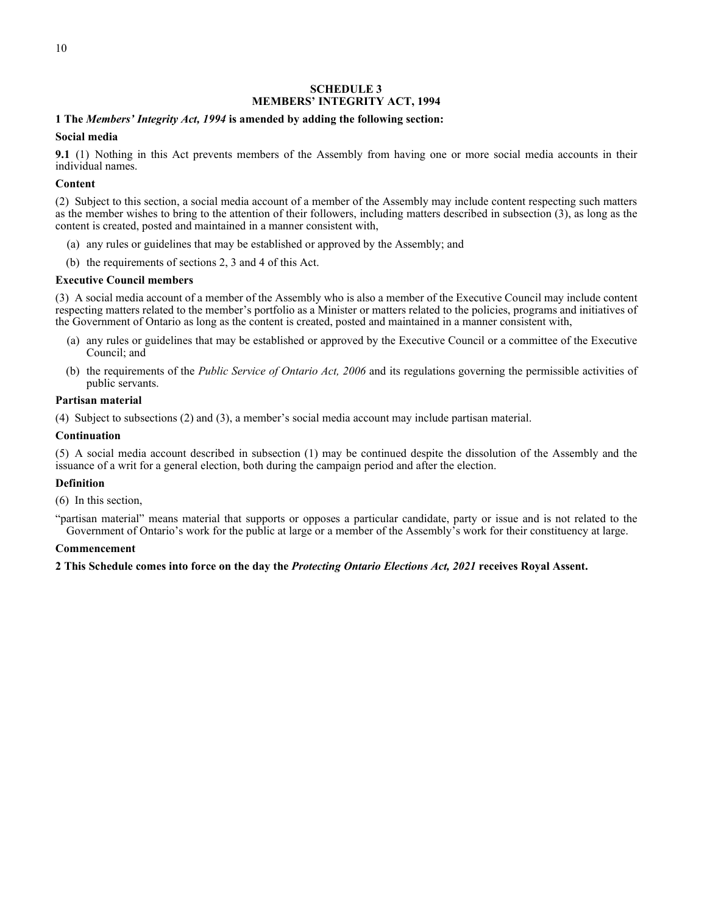## SCHEDULE 3
## MEMBERS' INTEGRITY ACT, 1994

**1 The *Members' Integrity Act, 1994* is amended by adding the following section:**

**Social media**

**9.1** (1) Nothing in this Act prevents members of the Assembly from having one or more social media accounts in their individual names.

**Content**

(2) Subject to this section, a social media account of a member of the Assembly may include content respecting such matters as the member wishes to bring to the attention of their followers, including matters described in subsection (3), as long as the content is created, posted and maintained in a manner consistent with,

(a) any rules or guidelines that may be established or approved by the Assembly; and

(b) the requirements of sections 2, 3 and 4 of this Act.

**Executive Council members**

(3) A social media account of a member of the Assembly who is also a member of the Executive Council may include content respecting matters related to the member's portfolio as a Minister or matters related to the policies, programs and initiatives of the Government of Ontario as long as the content is created, posted and maintained in a manner consistent with,

(a) any rules or guidelines that may be established or approved by the Executive Council or a committee of the Executive Council; and

(b) the requirements of the *Public Service of Ontario Act, 2006* and its regulations governing the permissible activities of public servants.

**Partisan material**

(4) Subject to subsections (2) and (3), a member's social media account may include partisan material.

**Continuation**

(5) A social media account described in subsection (1) may be continued despite the dissolution of the Assembly and the issuance of a writ for a general election, both during the campaign period and after the election.

**Definition**

(6) In this section,

"partisan material" means material that supports or opposes a particular candidate, party or issue and is not related to the Government of Ontario's work for the public at large or a member of the Assembly's work for their constituency at large.

**Commencement**

**2 This Schedule comes into force on the day the *Protecting Ontario Elections Act, 2021* receives Royal Assent.**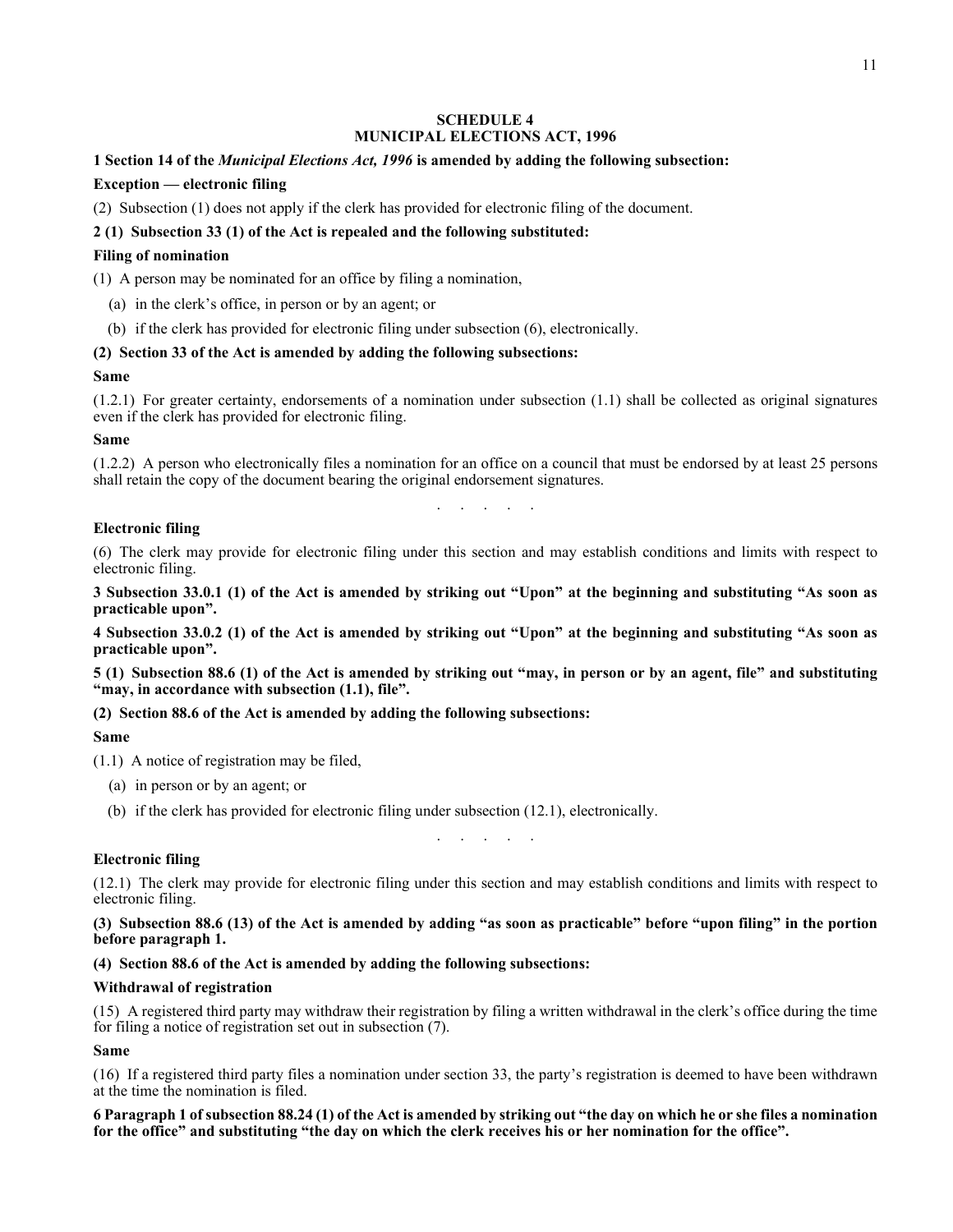## SCHEDULE 4
## MUNICIPAL ELECTIONS ACT, 1996

**1 Section 14 of the *Municipal Elections Act, 1996* is amended by adding the following subsection:**

**Exception — electronic filing**

(2) Subsection (1) does not apply if the clerk has provided for electronic filing of the document.

**2 (1) Subsection 33 (1) of the Act is repealed and the following substituted:**

**Filing of nomination**

(1) A person may be nominated for an office by filing a nomination,

(a) in the clerk's office, in person or by an agent; or

(b) if the clerk has provided for electronic filing under subsection (6), electronically.

**(2) Section 33 of the Act is amended by adding the following subsections:**

**Same**

(1.2.1) For greater certainty, endorsements of a nomination under subsection (1.1) shall be collected as original signatures even if the clerk has provided for electronic filing.

**Same**

(1.2.2) A person who electronically files a nomination for an office on a council that must be endorsed by at least 25 persons shall retain the copy of the document bearing the original endorsement signatures.

. . . . .

**Electronic filing**

(6) The clerk may provide for electronic filing under this section and may establish conditions and limits with respect to electronic filing.

**3 Subsection 33.0.1 (1) of the Act is amended by striking out "Upon" at the beginning and substituting "As soon as practicable upon".**

**4 Subsection 33.0.2 (1) of the Act is amended by striking out "Upon" at the beginning and substituting "As soon as practicable upon".**

**5 (1) Subsection 88.6 (1) of the Act is amended by striking out "may, in person or by an agent, file" and substituting "may, in accordance with subsection (1.1), file".**

**(2) Section 88.6 of the Act is amended by adding the following subsections:**

**Same**

(1.1) A notice of registration may be filed,

(a) in person or by an agent; or

(b) if the clerk has provided for electronic filing under subsection (12.1), electronically.

. . . . .

**Electronic filing**

(12.1) The clerk may provide for electronic filing under this section and may establish conditions and limits with respect to electronic filing.

**(3) Subsection 88.6 (13) of the Act is amended by adding "as soon as practicable" before "upon filing" in the portion before paragraph 1.**

**(4) Section 88.6 of the Act is amended by adding the following subsections:**

**Withdrawal of registration**

(15) A registered third party may withdraw their registration by filing a written withdrawal in the clerk's office during the time for filing a notice of registration set out in subsection (7).

**Same**

(16) If a registered third party files a nomination under section 33, the party's registration is deemed to have been withdrawn at the time the nomination is filed.

**6 Paragraph 1 of subsection 88.24 (1) of the Act is amended by striking out "the day on which he or she files a nomination for the office" and substituting "the day on which the clerk receives his or her nomination for the office".**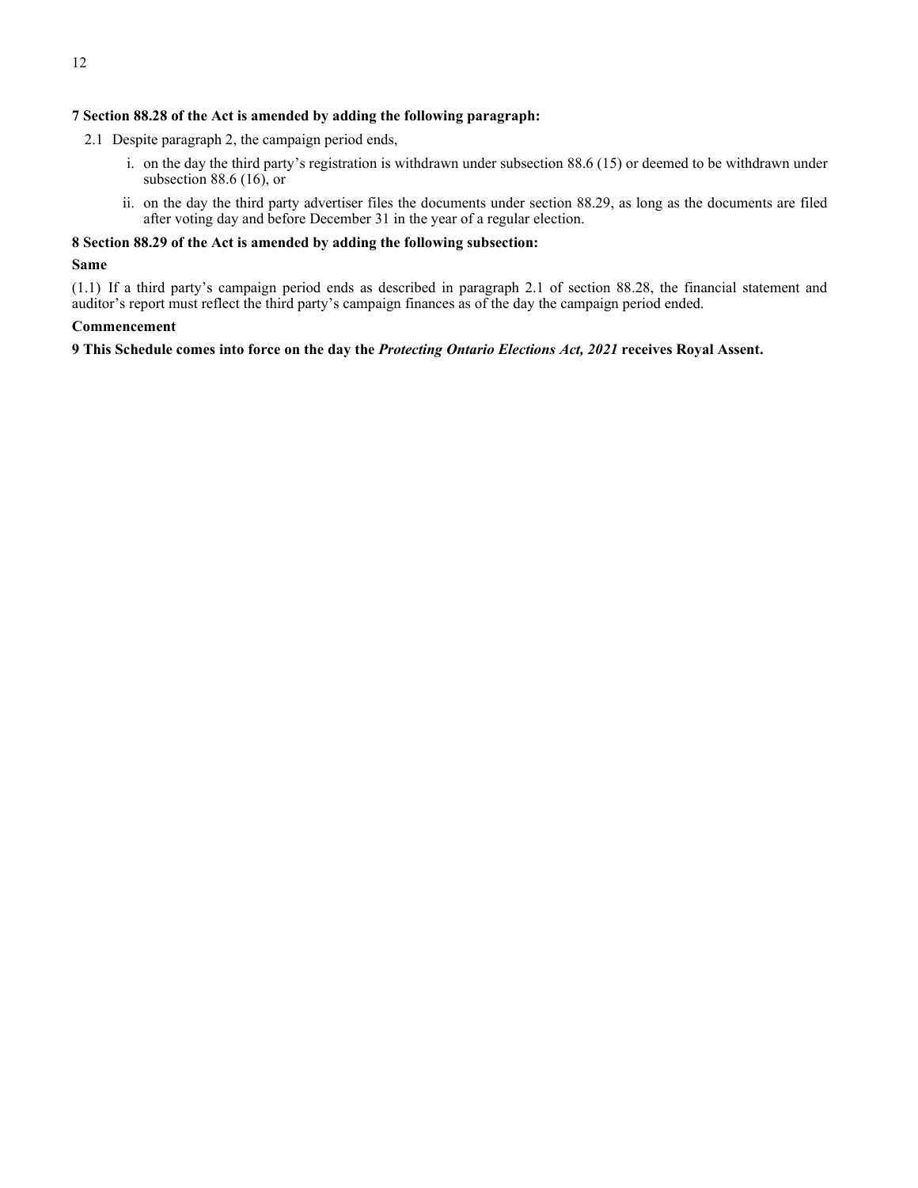**7 Section 88.28 of the Act is amended by adding the following paragraph:**

2.1 Despite paragraph 2, the campaign period ends,

  i. on the day the third party's registration is withdrawn under subsection 88.6 (15) or deemed to be withdrawn under subsection 88.6 (16), or

  ii. on the day the third party advertiser files the documents under section 88.29, as long as the documents are filed after voting day and before December 31 in the year of a regular election.

**8 Section 88.29 of the Act is amended by adding the following subsection:**

**Same**

(1.1) If a third party's campaign period ends as described in paragraph 2.1 of section 88.28, the financial statement and auditor's report must reflect the third party's campaign finances as of the day the campaign period ended.

**Commencement**

**9 This Schedule comes into force on the day the *Protecting Ontario Elections Act, 2021* receives Royal Assent.**